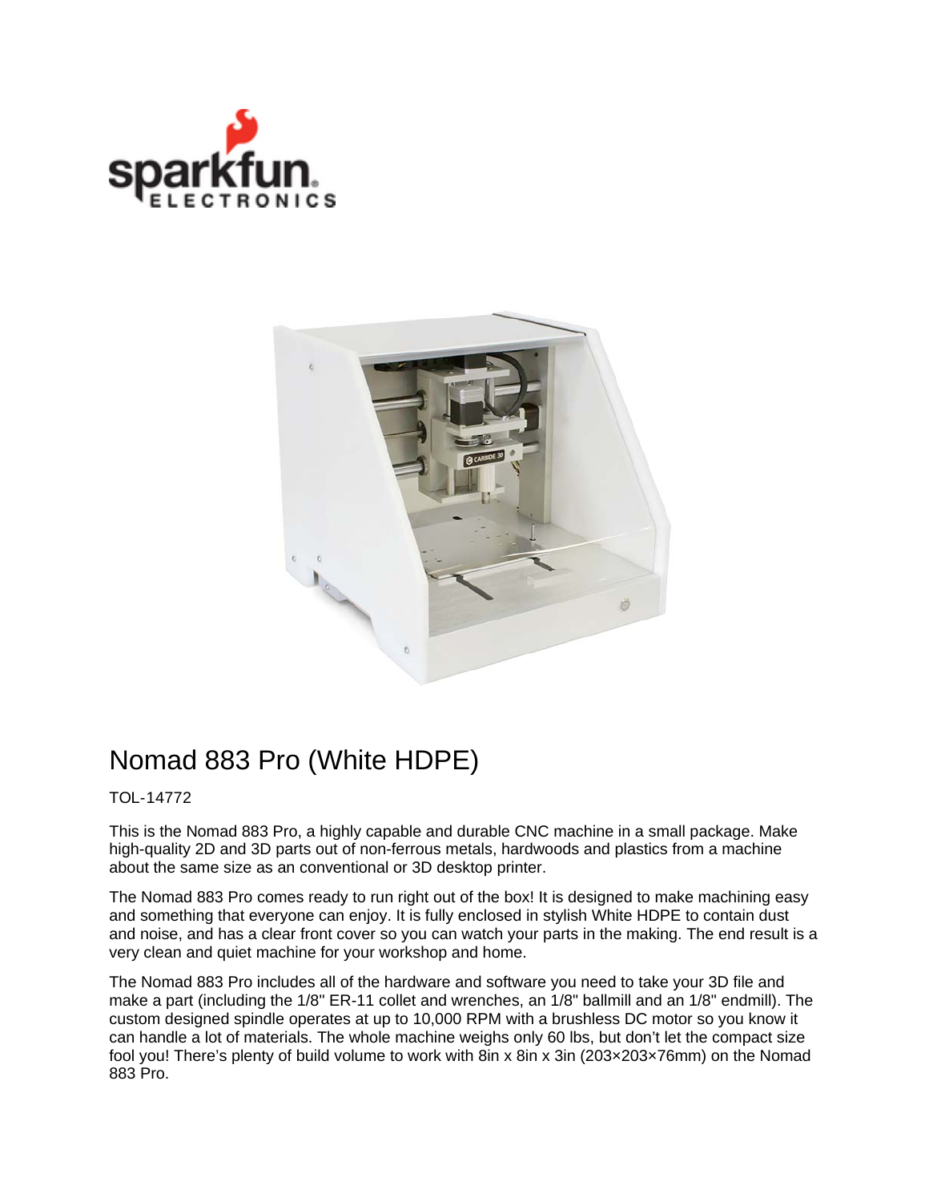# Nomad 883 Pro (White HDPE)

TOL-14772

This is the Nomad 883 Pro, a highly capable and durable CNC machine in a small package. Make high-quality 2D and 3D parts out of non-ferrous metals, hardwoods and plastics from a machine about the same size as an conventional or 3D desktop printer.

The Nomad 883 Pro comes ready to run right out of the box! It is designed to make machining easy and something that everyone can enjoy. It is fully enclosed in stylish White HDPE to contain dust and noise, and has a clear front cover so you can watch your parts in the making. The end result is a very clean and quiet machine for your workshop and home.

The Nomad 883 Pro includes all of the hardware and software you need to take your 3D file and make a part (including the 1/8" ER-11 collet and wrenches, an 1/8" ballmill and an 1/8" endmill). The custom designed spindle operates at up to 10,000 RPM with a brushless DC motor so you know it can handle a lot of materials. The whole machine weighs only 60 lbs, but don't let the compact size fool you! There's plenty of build volume to work with 8in x 8in x 3in (203×203×76mm) on the Nomad 883 Pro.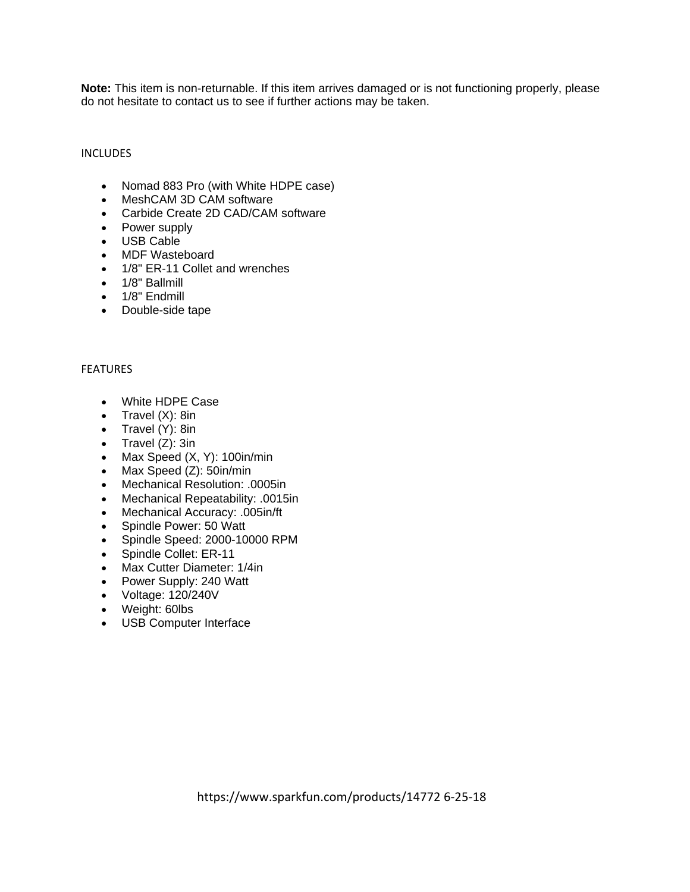**Note:** This item is non-returnable. If this item arrives damaged or is not functioning properly, please do not hesitate to contact us to see if further actions may be taken.

INCLUDES

- Nomad 883 Pro (with White HDPE case)
- MeshCAM 3D CAM software
- Carbide Create 2D CAD/CAM software
- Power supply
- USB Cable
- MDF Wasteboard
- 1/8" ER-11 Collet and wrenches
- 1/8" Ballmill
- 1/8" Endmill
- Double-side tape

FEATURES

- White HDPE Case
- Travel (X): 8in
- Travel (Y): 8in
- Travel (Z): 3in
- Max Speed (X, Y): 100in/min
- Max Speed (Z): 50in/min
- Mechanical Resolution: .0005in
- Mechanical Repeatability: .0015in
- Mechanical Accuracy: .005in/ft
- Spindle Power: 50 Watt
- Spindle Speed: 2000-10000 RPM
- Spindle Collet: ER-11
- Max Cutter Diameter: 1/4in
- Power Supply: 240 Watt
- Voltage: 120/240V
- Weight: 60lbs
- USB Computer Interface

https://www.sparkfun.com/products/14772 6-25-18